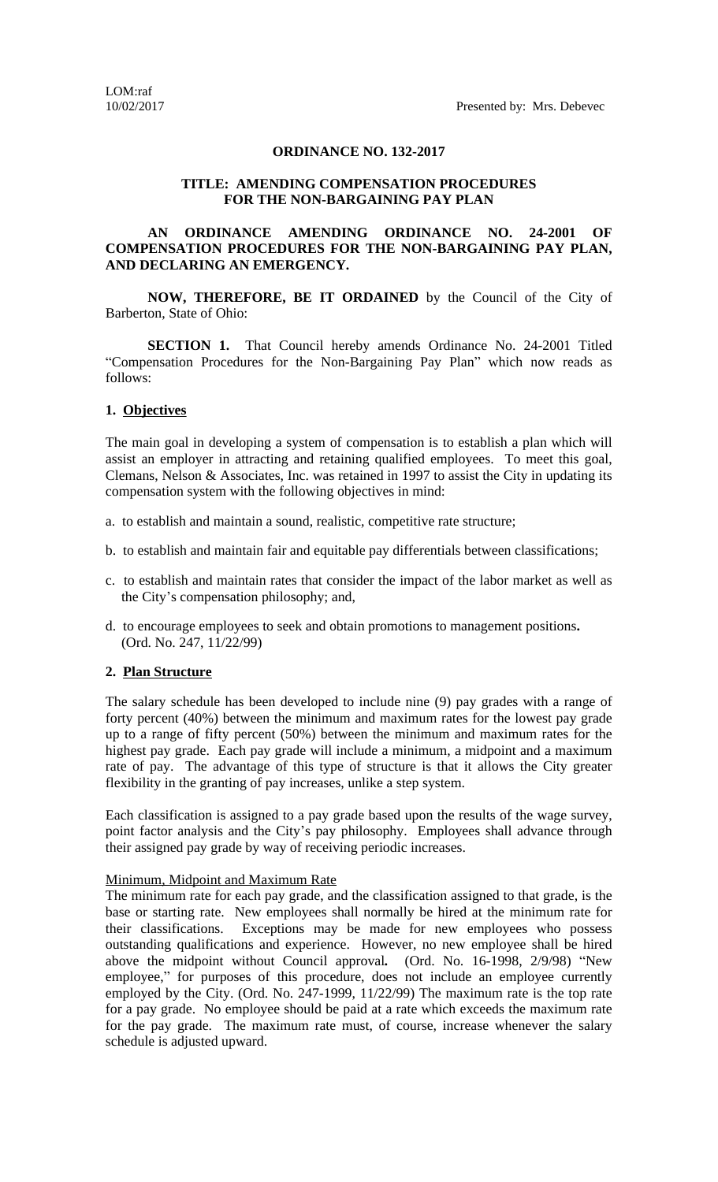LOM:raf
10/02/2017

Presented by: Mrs. Debevec

**ORDINANCE NO. 132-2017**

**TITLE: AMENDING COMPENSATION PROCEDURES FOR THE NON-BARGAINING PAY PLAN**

**AN ORDINANCE AMENDING ORDINANCE NO. 24-2001 OF COMPENSATION PROCEDURES FOR THE NON-BARGAINING PAY PLAN, AND DECLARING AN EMERGENCY.**

**NOW, THEREFORE, BE IT ORDAINED** by the Council of the City of Barberton, State of Ohio:

**SECTION 1.** That Council hereby amends Ordinance No. 24-2001 Titled "Compensation Procedures for the Non-Bargaining Pay Plan" which now reads as follows:

**1. Objectives**

The main goal in developing a system of compensation is to establish a plan which will assist an employer in attracting and retaining qualified employees. To meet this goal, Clemans, Nelson & Associates, Inc. was retained in 1997 to assist the City in updating its compensation system with the following objectives in mind:

a. to establish and maintain a sound, realistic, competitive rate structure;

b. to establish and maintain fair and equitable pay differentials between classifications;

c. to establish and maintain rates that consider the impact of the labor market as well as the City's compensation philosophy; and,

d. to encourage employees to seek and obtain promotions to management positions. (Ord. No. 247, 11/22/99)

**2. Plan Structure**

The salary schedule has been developed to include nine (9) pay grades with a range of forty percent (40%) between the minimum and maximum rates for the lowest pay grade up to a range of fifty percent (50%) between the minimum and maximum rates for the highest pay grade. Each pay grade will include a minimum, a midpoint and a maximum rate of pay. The advantage of this type of structure is that it allows the City greater flexibility in the granting of pay increases, unlike a step system.

Each classification is assigned to a pay grade based upon the results of the wage survey, point factor analysis and the City's pay philosophy. Employees shall advance through their assigned pay grade by way of receiving periodic increases.

Minimum, Midpoint and Maximum Rate

The minimum rate for each pay grade, and the classification assigned to that grade, is the base or starting rate. New employees shall normally be hired at the minimum rate for their classifications. Exceptions may be made for new employees who possess outstanding qualifications and experience. However, no new employee shall be hired above the midpoint without Council approval**.** (Ord. No. 16-1998, 2/9/98) "New employee," for purposes of this procedure, does not include an employee currently employed by the City. (Ord. No. 247-1999, 11/22/99) The maximum rate is the top rate for a pay grade. No employee should be paid at a rate which exceeds the maximum rate for the pay grade. The maximum rate must, of course, increase whenever the salary schedule is adjusted upward.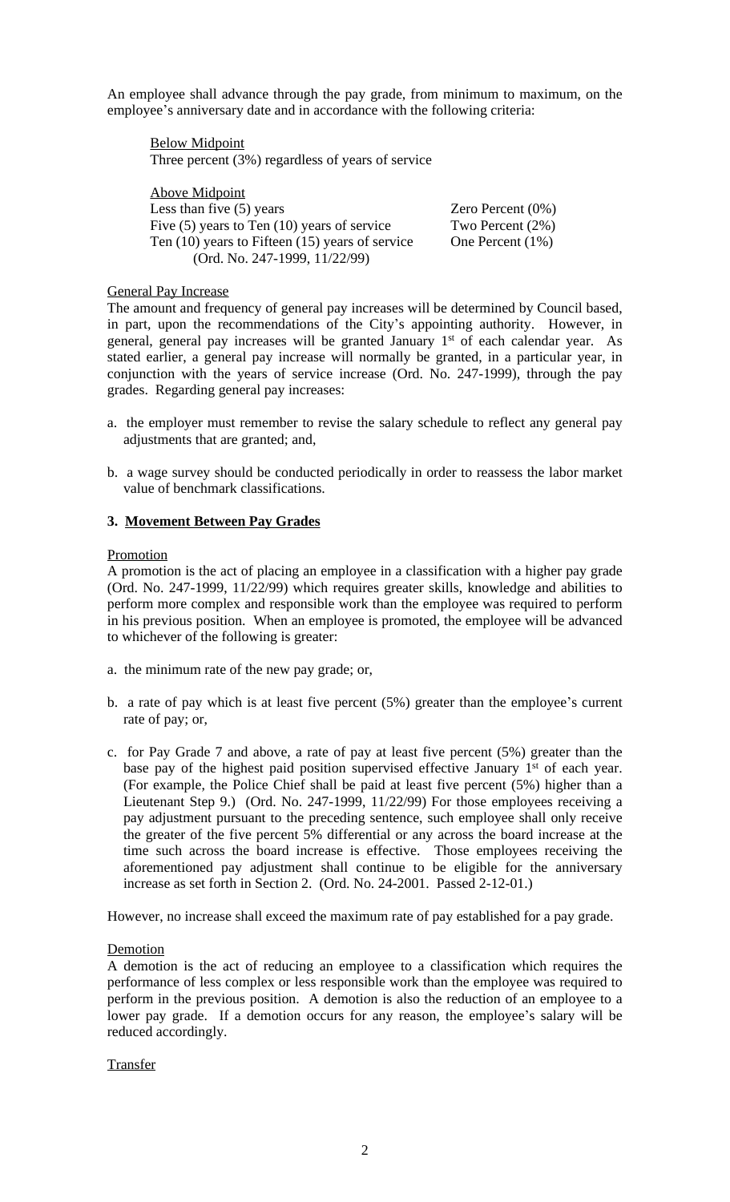An employee shall advance through the pay grade, from minimum to maximum, on the employee's anniversary date and in accordance with the following criteria:

Below Midpoint
Three percent (3%) regardless of years of service

| | |
|---|---|
| Above Midpoint | |
| Less than five (5) years | Zero Percent (0%) |
| Five (5) years to Ten (10) years of service | Two Percent (2%) |
| Ten (10) years to Fifteen (15) years of service | One Percent (1%) |
| (Ord. No. 247-1999, 11/22/99) | |

General Pay Increase
The amount and frequency of general pay increases will be determined by Council based, in part, upon the recommendations of the City's appointing authority. However, in general, general pay increases will be granted January 1st of each calendar year. As stated earlier, a general pay increase will normally be granted, in a particular year, in conjunction with the years of service increase (Ord. No. 247-1999), through the pay grades. Regarding general pay increases:

a. the employer must remember to revise the salary schedule to reflect any general pay adjustments that are granted; and,

b. a wage survey should be conducted periodically in order to reassess the labor market value of benchmark classifications.

### 3. Movement Between Pay Grades

Promotion
A promotion is the act of placing an employee in a classification with a higher pay grade (Ord. No. 247-1999, 11/22/99) which requires greater skills, knowledge and abilities to perform more complex and responsible work than the employee was required to perform in his previous position. When an employee is promoted, the employee will be advanced to whichever of the following is greater:

a. the minimum rate of the new pay grade; or,

b. a rate of pay which is at least five percent (5%) greater than the employee's current rate of pay; or,

c. for Pay Grade 7 and above, a rate of pay at least five percent (5%) greater than the base pay of the highest paid position supervised effective January 1st of each year. (For example, the Police Chief shall be paid at least five percent (5%) higher than a Lieutenant Step 9.) (Ord. No. 247-1999, 11/22/99) For those employees receiving a pay adjustment pursuant to the preceding sentence, such employee shall only receive the greater of the five percent 5% differential or any across the board increase at the time such across the board increase is effective. Those employees receiving the aforementioned pay adjustment shall continue to be eligible for the anniversary increase as set forth in Section 2. (Ord. No. 24-2001. Passed 2-12-01.)

However, no increase shall exceed the maximum rate of pay established for a pay grade.

Demotion
A demotion is the act of reducing an employee to a classification which requires the performance of less complex or less responsible work than the employee was required to perform in the previous position. A demotion is also the reduction of an employee to a lower pay grade. If a demotion occurs for any reason, the employee's salary will be reduced accordingly.

Transfer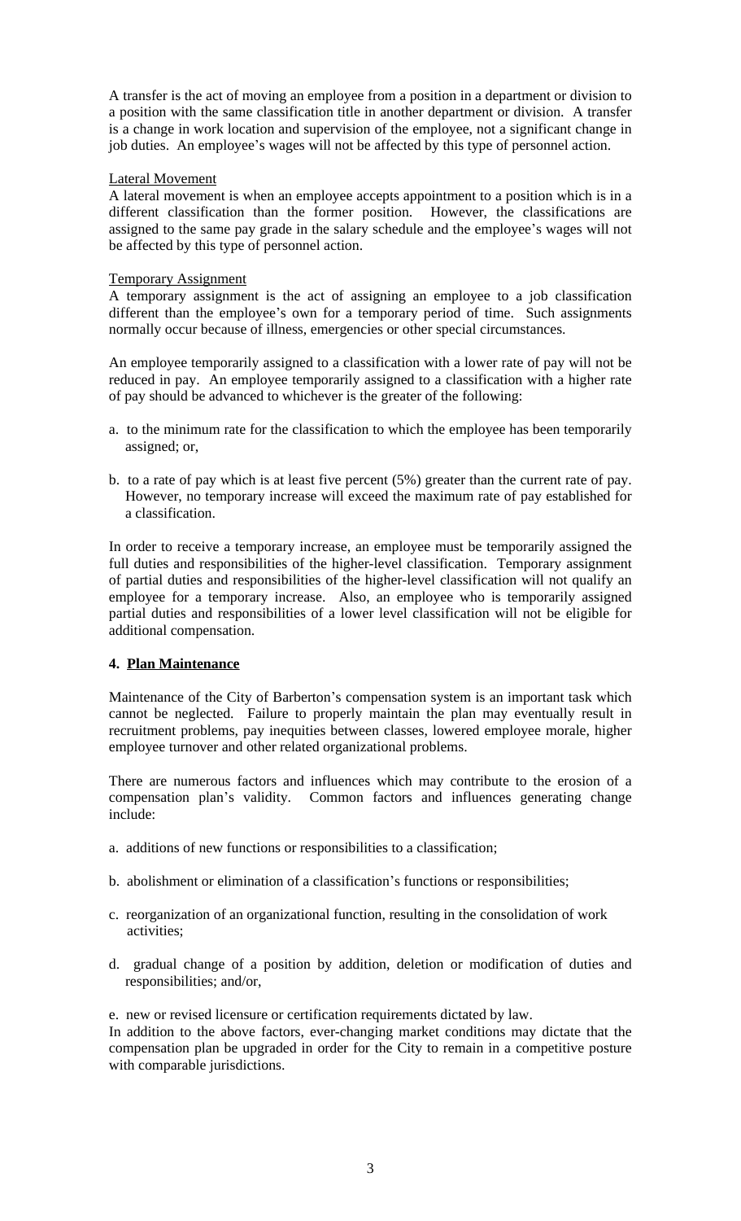A transfer is the act of moving an employee from a position in a department or division to a position with the same classification title in another department or division. A transfer is a change in work location and supervision of the employee, not a significant change in job duties. An employee's wages will not be affected by this type of personnel action.

<u>Lateral Movement</u>

A lateral movement is when an employee accepts appointment to a position which is in a different classification than the former position. However, the classifications are assigned to the same pay grade in the salary schedule and the employee's wages will not be affected by this type of personnel action.

<u>Temporary Assignment</u>

A temporary assignment is the act of assigning an employee to a job classification different than the employee's own for a temporary period of time. Such assignments normally occur because of illness, emergencies or other special circumstances.

An employee temporarily assigned to a classification with a lower rate of pay will not be reduced in pay. An employee temporarily assigned to a classification with a higher rate of pay should be advanced to whichever is the greater of the following:

a. to the minimum rate for the classification to which the employee has been temporarily assigned; or,

b. to a rate of pay which is at least five percent (5%) greater than the current rate of pay. However, no temporary increase will exceed the maximum rate of pay established for a classification.

In order to receive a temporary increase, an employee must be temporarily assigned the full duties and responsibilities of the higher-level classification. Temporary assignment of partial duties and responsibilities of the higher-level classification will not qualify an employee for a temporary increase. Also, an employee who is temporarily assigned partial duties and responsibilities of a lower level classification will not be eligible for additional compensation.

**4. <u>Plan Maintenance</u>**

Maintenance of the City of Barberton's compensation system is an important task which cannot be neglected. Failure to properly maintain the plan may eventually result in recruitment problems, pay inequities between classes, lowered employee morale, higher employee turnover and other related organizational problems.

There are numerous factors and influences which may contribute to the erosion of a compensation plan's validity. Common factors and influences generating change include:

a. additions of new functions or responsibilities to a classification;

b. abolishment or elimination of a classification's functions or responsibilities;

c. reorganization of an organizational function, resulting in the consolidation of work activities;

d. gradual change of a position by addition, deletion or modification of duties and responsibilities; and/or,

e. new or revised licensure or certification requirements dictated by law.

In addition to the above factors, ever-changing market conditions may dictate that the compensation plan be upgraded in order for the City to remain in a competitive posture with comparable jurisdictions.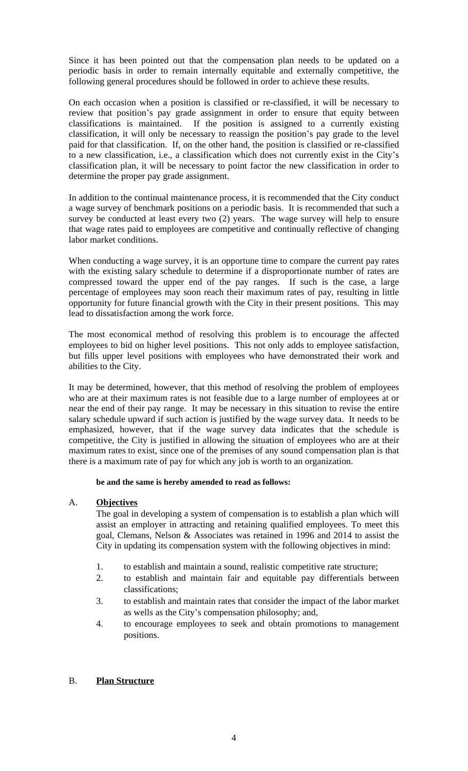Since it has been pointed out that the compensation plan needs to be updated on a periodic basis in order to remain internally equitable and externally competitive, the following general procedures should be followed in order to achieve these results.

On each occasion when a position is classified or re-classified, it will be necessary to review that position's pay grade assignment in order to ensure that equity between classifications is maintained. If the position is assigned to a currently existing classification, it will only be necessary to reassign the position's pay grade to the level paid for that classification. If, on the other hand, the position is classified or re-classified to a new classification, i.e., a classification which does not currently exist in the City's classification plan, it will be necessary to point factor the new classification in order to determine the proper pay grade assignment.

In addition to the continual maintenance process, it is recommended that the City conduct a wage survey of benchmark positions on a periodic basis. It is recommended that such a survey be conducted at least every two (2) years. The wage survey will help to ensure that wage rates paid to employees are competitive and continually reflective of changing labor market conditions.

When conducting a wage survey, it is an opportune time to compare the current pay rates with the existing salary schedule to determine if a disproportionate number of rates are compressed toward the upper end of the pay ranges. If such is the case, a large percentage of employees may soon reach their maximum rates of pay, resulting in little opportunity for future financial growth with the City in their present positions. This may lead to dissatisfaction among the work force.

The most economical method of resolving this problem is to encourage the affected employees to bid on higher level positions. This not only adds to employee satisfaction, but fills upper level positions with employees who have demonstrated their work and abilities to the City.

It may be determined, however, that this method of resolving the problem of employees who are at their maximum rates is not feasible due to a large number of employees at or near the end of their pay range. It may be necessary in this situation to revise the entire salary schedule upward if such action is justified by the wage survey data. It needs to be emphasized, however, that if the wage survey data indicates that the schedule is competitive, the City is justified in allowing the situation of employees who are at their maximum rates to exist, since one of the premises of any sound compensation plan is that there is a maximum rate of pay for which any job is worth to an organization.

**be and the same is hereby amended to read as follows:**

A. **Objectives**

The goal in developing a system of compensation is to establish a plan which will assist an employer in attracting and retaining qualified employees. To meet this goal, Clemans, Nelson & Associates was retained in 1996 and 2014 to assist the City in updating its compensation system with the following objectives in mind:

1. to establish and maintain a sound, realistic competitive rate structure;
2. to establish and maintain fair and equitable pay differentials between classifications;
3. to establish and maintain rates that consider the impact of the labor market as wells as the City's compensation philosophy; and,
4. to encourage employees to seek and obtain promotions to management positions.

B. **Plan Structure**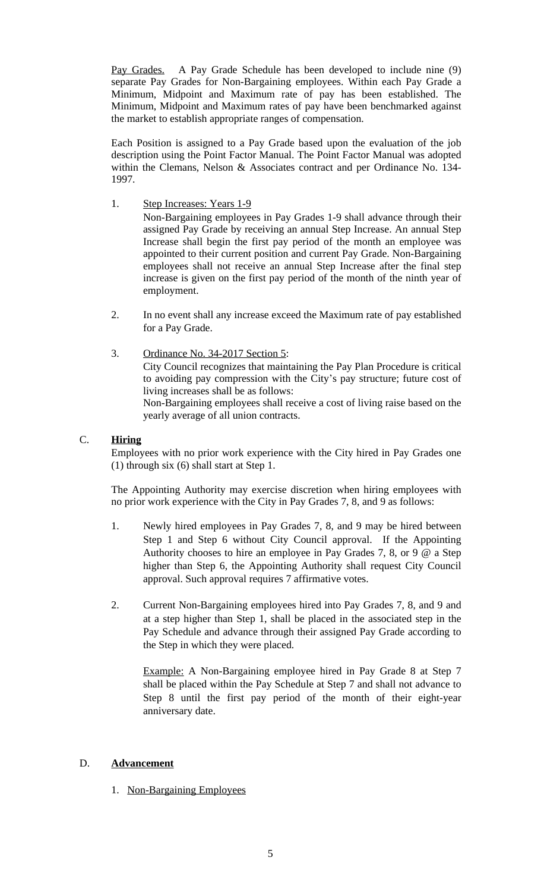Pay Grades. A Pay Grade Schedule has been developed to include nine (9) separate Pay Grades for Non-Bargaining employees. Within each Pay Grade a Minimum, Midpoint and Maximum rate of pay has been established. The Minimum, Midpoint and Maximum rates of pay have been benchmarked against the market to establish appropriate ranges of compensation.

Each Position is assigned to a Pay Grade based upon the evaluation of the job description using the Point Factor Manual. The Point Factor Manual was adopted within the Clemans, Nelson & Associates contract and per Ordinance No. 134-1997.

1. Step Increases: Years 1-9
   Non-Bargaining employees in Pay Grades 1-9 shall advance through their assigned Pay Grade by receiving an annual Step Increase. An annual Step Increase shall begin the first pay period of the month an employee was appointed to their current position and current Pay Grade. Non-Bargaining employees shall not receive an annual Step Increase after the final step increase is given on the first pay period of the month of the ninth year of employment.

2. In no event shall any increase exceed the Maximum rate of pay established for a Pay Grade.

3. Ordinance No. 34-2017 Section 5:
   City Council recognizes that maintaining the Pay Plan Procedure is critical to avoiding pay compression with the City's pay structure; future cost of living increases shall be as follows:
   Non-Bargaining employees shall receive a cost of living raise based on the yearly average of all union contracts.

## C. **Hiring**

Employees with no prior work experience with the City hired in Pay Grades one (1) through six (6) shall start at Step 1.

The Appointing Authority may exercise discretion when hiring employees with no prior work experience with the City in Pay Grades 7, 8, and 9 as follows:

1. Newly hired employees in Pay Grades 7, 8, and 9 may be hired between Step 1 and Step 6 without City Council approval. If the Appointing Authority chooses to hire an employee in Pay Grades 7, 8, or 9 @ a Step higher than Step 6, the Appointing Authority shall request City Council approval. Such approval requires 7 affirmative votes.

2. Current Non-Bargaining employees hired into Pay Grades 7, 8, and 9 and at a step higher than Step 1, shall be placed in the associated step in the Pay Schedule and advance through their assigned Pay Grade according to the Step in which they were placed.

   Example: A Non-Bargaining employee hired in Pay Grade 8 at Step 7 shall be placed within the Pay Schedule at Step 7 and shall not advance to Step 8 until the first pay period of the month of their eight-year anniversary date.

## D. **Advancement**

1. Non-Bargaining Employees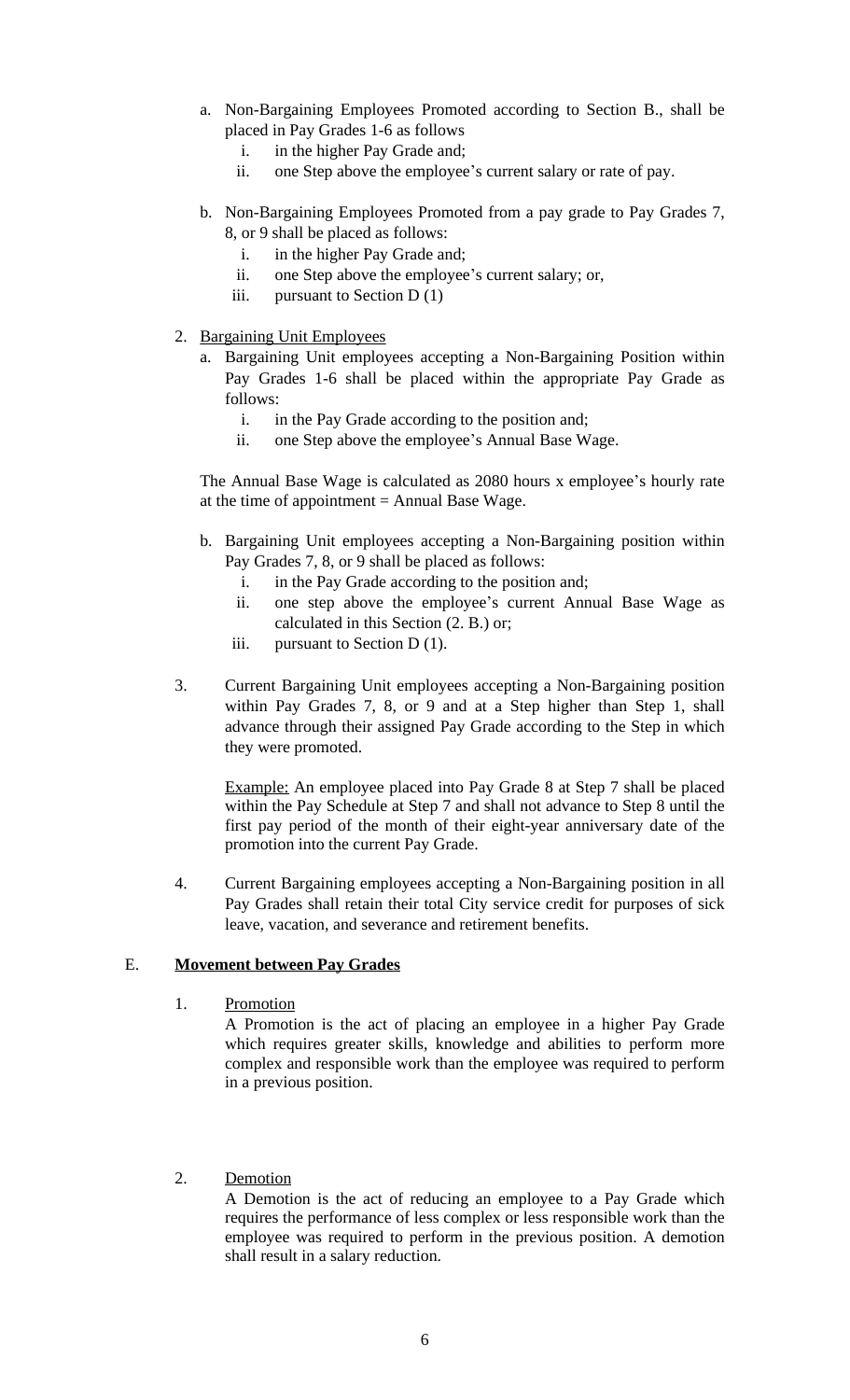a. Non-Bargaining Employees Promoted according to Section B., shall be placed in Pay Grades 1-6 as follows
   i. in the higher Pay Grade and;
   ii. one Step above the employee's current salary or rate of pay.

b. Non-Bargaining Employees Promoted from a pay grade to Pay Grades 7, 8, or 9 shall be placed as follows:
   i. in the higher Pay Grade and;
   ii. one Step above the employee's current salary; or,
   iii. pursuant to Section D (1)

2. Bargaining Unit Employees

   a. Bargaining Unit employees accepting a Non-Bargaining Position within Pay Grades 1-6 shall be placed within the appropriate Pay Grade as follows:
      i. in the Pay Grade according to the position and;
      ii. one Step above the employee's Annual Base Wage.

   The Annual Base Wage is calculated as 2080 hours x employee's hourly rate at the time of appointment = Annual Base Wage.

   b. Bargaining Unit employees accepting a Non-Bargaining position within Pay Grades 7, 8, or 9 shall be placed as follows:
      i. in the Pay Grade according to the position and;
      ii. one step above the employee's current Annual Base Wage as calculated in this Section (2. B.) or;
      iii. pursuant to Section D (1).

3. Current Bargaining Unit employees accepting a Non-Bargaining position within Pay Grades 7, 8, or 9 and at a Step higher than Step 1, shall advance through their assigned Pay Grade according to the Step in which they were promoted.

   Example: An employee placed into Pay Grade 8 at Step 7 shall be placed within the Pay Schedule at Step 7 and shall not advance to Step 8 until the first pay period of the month of their eight-year anniversary date of the promotion into the current Pay Grade.

4. Current Bargaining employees accepting a Non-Bargaining position in all Pay Grades shall retain their total City service credit for purposes of sick leave, vacation, and severance and retirement benefits.

## E. Movement between Pay Grades

1. Promotion

   A Promotion is the act of placing an employee in a higher Pay Grade which requires greater skills, knowledge and abilities to perform more complex and responsible work than the employee was required to perform in a previous position.

2. Demotion

   A Demotion is the act of reducing an employee to a Pay Grade which requires the performance of less complex or less responsible work than the employee was required to perform in the previous position. A demotion shall result in a salary reduction.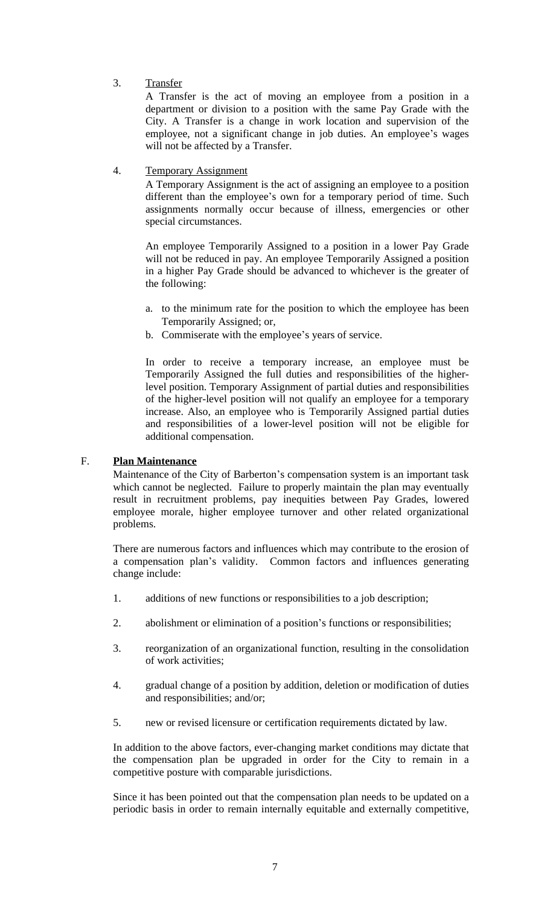3. <u>Transfer</u>

   A Transfer is the act of moving an employee from a position in a department or division to a position with the same Pay Grade with the City. A Transfer is a change in work location and supervision of the employee, not a significant change in job duties. An employee's wages will not be affected by a Transfer.

4. <u>Temporary Assignment</u>

   A Temporary Assignment is the act of assigning an employee to a position different than the employee's own for a temporary period of time. Such assignments normally occur because of illness, emergencies or other special circumstances.

   An employee Temporarily Assigned to a position in a lower Pay Grade will not be reduced in pay. An employee Temporarily Assigned a position in a higher Pay Grade should be advanced to whichever is the greater of the following:

   a. to the minimum rate for the position to which the employee has been Temporarily Assigned; or,
   b. Commiserate with the employee's years of service.

   In order to receive a temporary increase, an employee must be Temporarily Assigned the full duties and responsibilities of the higher-level position. Temporary Assignment of partial duties and responsibilities of the higher-level position will not qualify an employee for a temporary increase. Also, an employee who is Temporarily Assigned partial duties and responsibilities of a lower-level position will not be eligible for additional compensation.

F. **<u>Plan Maintenance</u>**

Maintenance of the City of Barberton's compensation system is an important task which cannot be neglected. Failure to properly maintain the plan may eventually result in recruitment problems, pay inequities between Pay Grades, lowered employee morale, higher employee turnover and other related organizational problems.

There are numerous factors and influences which may contribute to the erosion of a compensation plan's validity. Common factors and influences generating change include:

1. additions of new functions or responsibilities to a job description;

2. abolishment or elimination of a position's functions or responsibilities;

3. reorganization of an organizational function, resulting in the consolidation of work activities;

4. gradual change of a position by addition, deletion or modification of duties and responsibilities; and/or;

5. new or revised licensure or certification requirements dictated by law.

In addition to the above factors, ever-changing market conditions may dictate that the compensation plan be upgraded in order for the City to remain in a competitive posture with comparable jurisdictions.

Since it has been pointed out that the compensation plan needs to be updated on a periodic basis in order to remain internally equitable and externally competitive,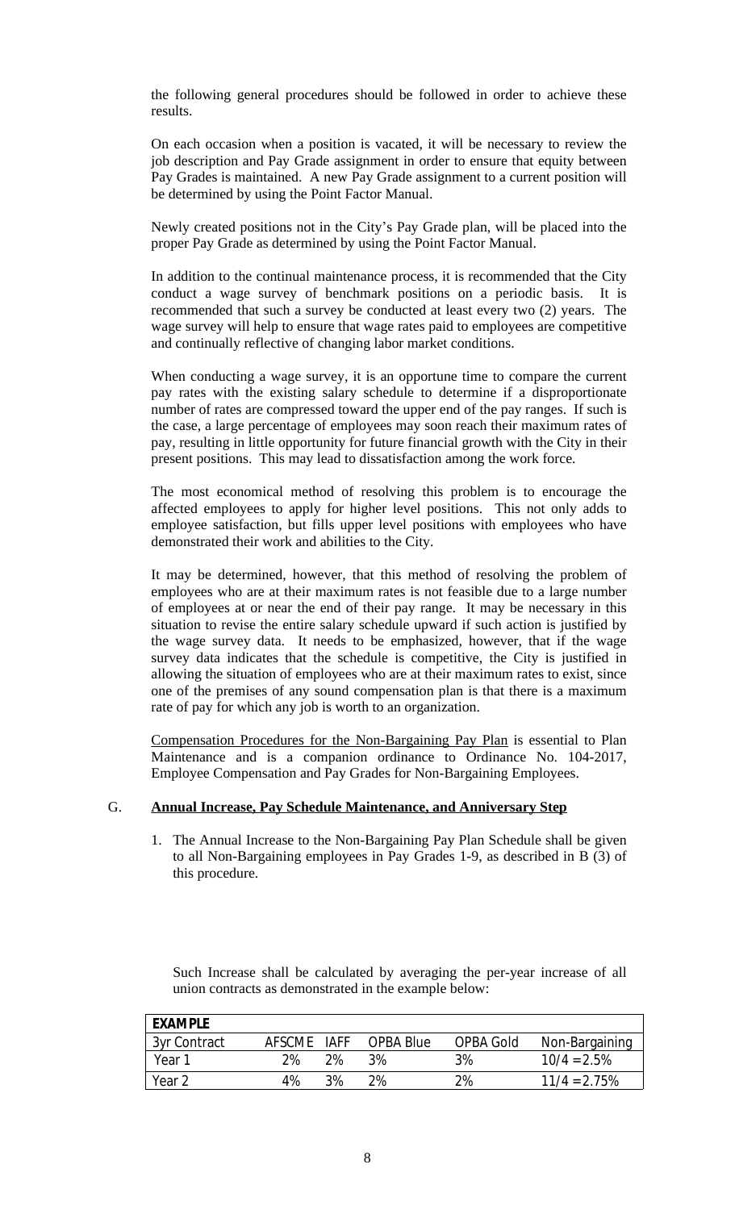the following general procedures should be followed in order to achieve these results.

On each occasion when a position is vacated, it will be necessary to review the job description and Pay Grade assignment in order to ensure that equity between Pay Grades is maintained. A new Pay Grade assignment to a current position will be determined by using the Point Factor Manual.

Newly created positions not in the City's Pay Grade plan, will be placed into the proper Pay Grade as determined by using the Point Factor Manual.

In addition to the continual maintenance process, it is recommended that the City conduct a wage survey of benchmark positions on a periodic basis. It is recommended that such a survey be conducted at least every two (2) years. The wage survey will help to ensure that wage rates paid to employees are competitive and continually reflective of changing labor market conditions.

When conducting a wage survey, it is an opportune time to compare the current pay rates with the existing salary schedule to determine if a disproportionate number of rates are compressed toward the upper end of the pay ranges. If such is the case, a large percentage of employees may soon reach their maximum rates of pay, resulting in little opportunity for future financial growth with the City in their present positions. This may lead to dissatisfaction among the work force.

The most economical method of resolving this problem is to encourage the affected employees to apply for higher level positions. This not only adds to employee satisfaction, but fills upper level positions with employees who have demonstrated their work and abilities to the City.

It may be determined, however, that this method of resolving the problem of employees who are at their maximum rates is not feasible due to a large number of employees at or near the end of their pay range. It may be necessary in this situation to revise the entire salary schedule upward if such action is justified by the wage survey data. It needs to be emphasized, however, that if the wage survey data indicates that the schedule is competitive, the City is justified in allowing the situation of employees who are at their maximum rates to exist, since one of the premises of any sound compensation plan is that there is a maximum rate of pay for which any job is worth to an organization.

Compensation Procedures for the Non-Bargaining Pay Plan is essential to Plan Maintenance and is a companion ordinance to Ordinance No. 104-2017, Employee Compensation and Pay Grades for Non-Bargaining Employees.

G. **Annual Increase, Pay Schedule Maintenance, and Anniversary Step**

1. The Annual Increase to the Non-Bargaining Pay Plan Schedule shall be given to all Non-Bargaining employees in Pay Grades 1-9, as described in B (3) of this procedure.

Such Increase shall be calculated by averaging the per-year increase of all union contracts as demonstrated in the example below:

| **EXAMPLE** | | | | | |
|---|---|---|---|---|---|
| 3yr Contract | AFSCME | IAFF | OPBA Blue | OPBA Gold | Non-Bargaining |
| Year 1 | 2% | 2% | 3% | 3% | 10/4 = 2.5% |
| Year 2 | 4% | 3% | 2% | 2% | 11/4 = 2.75% |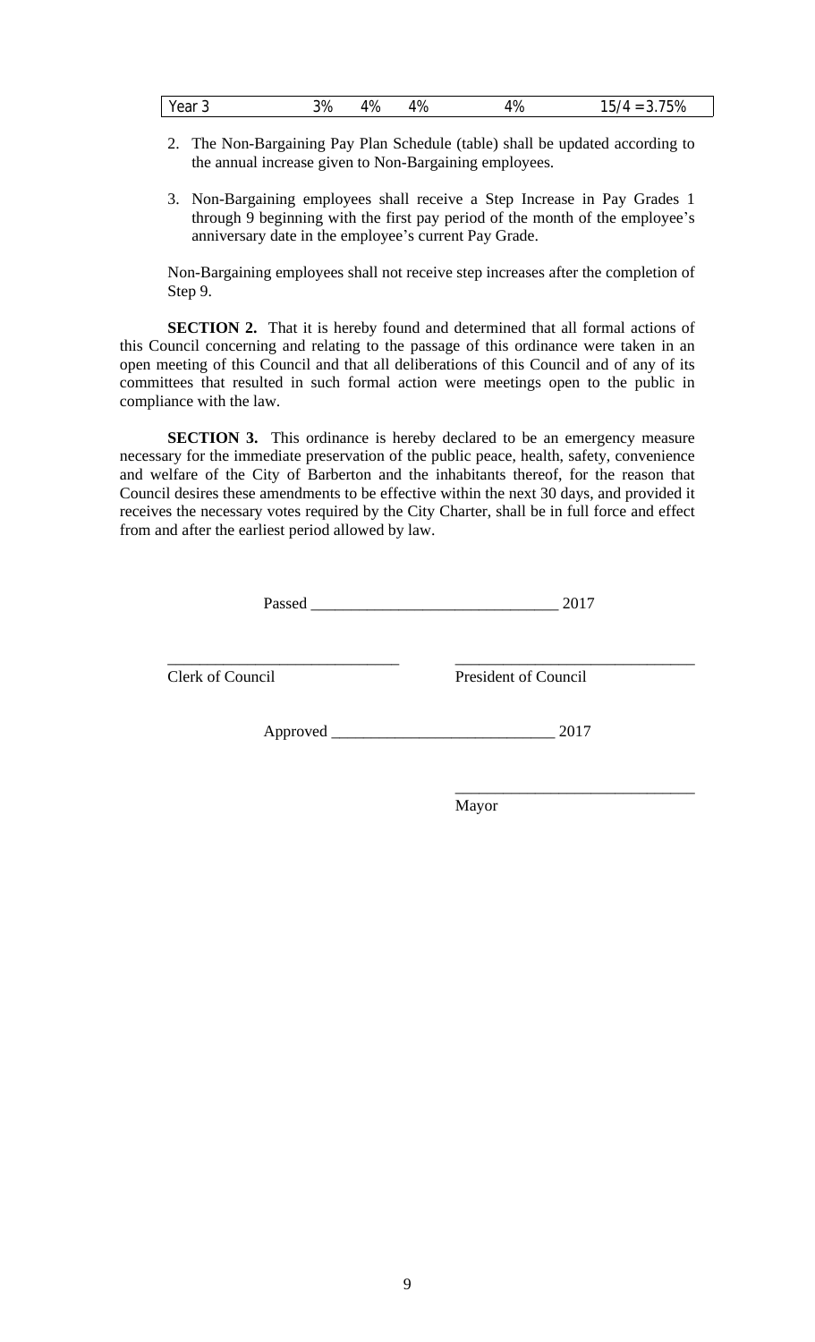| | | | | | |
|---|---|---|---|---|---|
| Year 3 | 3% | 4% | 4% | 4% | 15/4 = 3.75% |

2. The Non-Bargaining Pay Plan Schedule (table) shall be updated according to the annual increase given to Non-Bargaining employees.

3. Non-Bargaining employees shall receive a Step Increase in Pay Grades 1 through 9 beginning with the first pay period of the month of the employee's anniversary date in the employee's current Pay Grade.

Non-Bargaining employees shall not receive step increases after the completion of Step 9.

**SECTION 2.** That it is hereby found and determined that all formal actions of this Council concerning and relating to the passage of this ordinance were taken in an open meeting of this Council and that all deliberations of this Council and of any of its committees that resulted in such formal action were meetings open to the public in compliance with the law.

**SECTION 3.** This ordinance is hereby declared to be an emergency measure necessary for the immediate preservation of the public peace, health, safety, convenience and welfare of the City of Barberton and the inhabitants thereof, for the reason that Council desires these amendments to be effective within the next 30 days, and provided it receives the necessary votes required by the City Charter, shall be in full force and effect from and after the earliest period allowed by law.

Passed _______________________________ 2017

_____________________________ Clerk of Council

_____________________________ President of Council

Approved ___________________________ 2017

_____________________________ Mayor